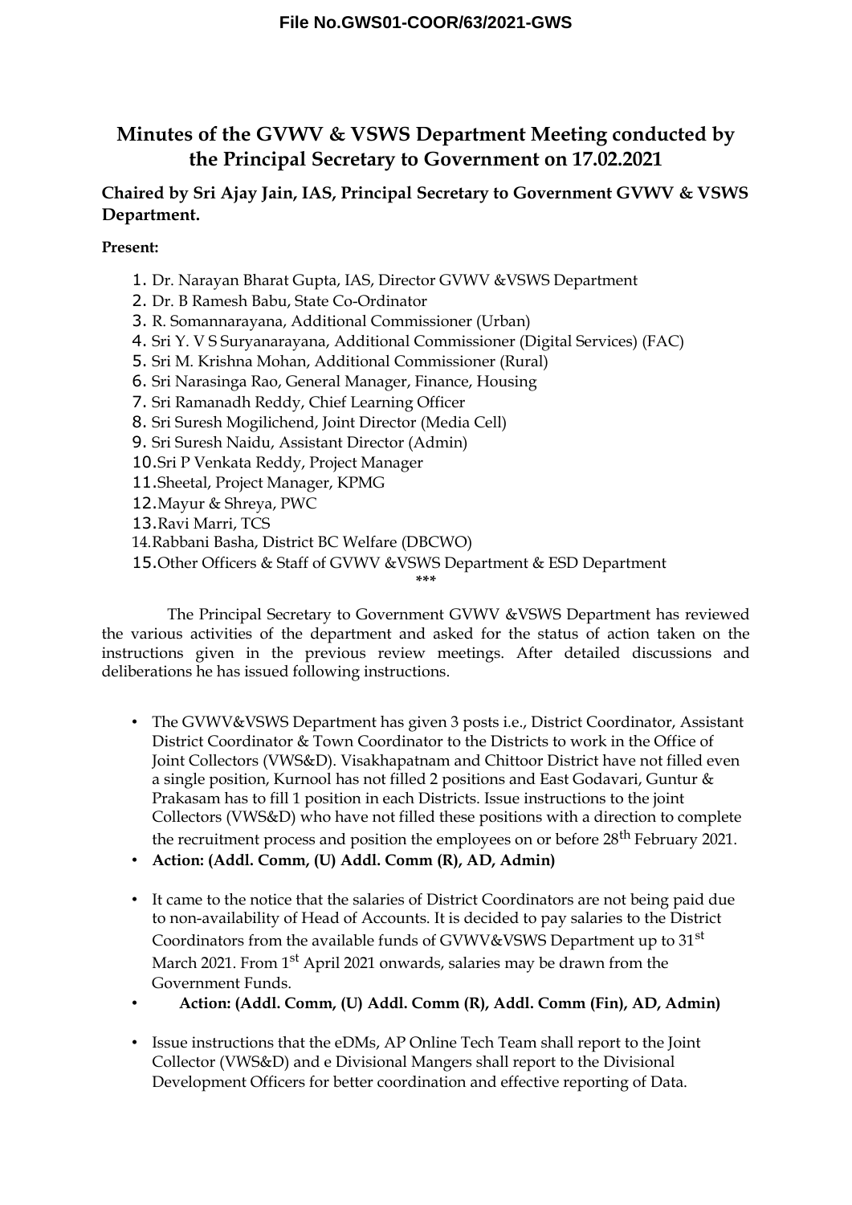File No.GWS01-COOR/63/2021-GWS

# Minutes of the GVWV & VSWS Department Meeting conducted by the Principal Secretary to Government on 17.02.2021

**Chaired by Sri Ajay Jain, IAS, Principal Secretary to Government GVWV & VSWS Department.**

**Present:**

1. Dr. Narayan Bharat Gupta, IAS, Director GVWV &VSWS Department
2. Dr. B Ramesh Babu, State Co-Ordinator
3. R. Somannarayana, Additional Commissioner (Urban)
4. Sri Y. V S Suryanarayana, Additional Commissioner (Digital Services) (FAC)
5. Sri M. Krishna Mohan, Additional Commissioner (Rural)
6. Sri Narasinga Rao, General Manager, Finance, Housing
7. Sri Ramanadh Reddy, Chief Learning Officer
8. Sri Suresh Mogilichend, Joint Director (Media Cell)
9. Sri Suresh Naidu, Assistant Director (Admin)
10. Sri P Venkata Reddy, Project Manager
11. Sheetal, Project Manager, KPMG
12. Mayur & Shreya, PWC
13. Ravi Marri, TCS
14. Rabbani Basha, District BC Welfare (DBCWO)
15. Other Officers & Staff of GVWV &VSWS Department & ESD Department

\*\*\*

The Principal Secretary to Government GVWV &VSWS Department has reviewed the various activities of the department and asked for the status of action taken on the instructions given in the previous review meetings. After detailed discussions and deliberations he has issued following instructions.

- The GVWV&VSWS Department has given 3 posts i.e., District Coordinator, Assistant District Coordinator & Town Coordinator to the Districts to work in the Office of Joint Collectors (VWS&D). Visakhapatnam and Chittoor District have not filled even a single position, Kurnool has not filled 2 positions and East Godavari, Guntur & Prakasam has to fill 1 position in each Districts. Issue instructions to the joint Collectors (VWS&D) who have not filled these positions with a direction to complete the recruitment process and position the employees on or before 28th February 2021.
- **Action: (Addl. Comm, (U) Addl. Comm (R), AD, Admin)**

- It came to the notice that the salaries of District Coordinators are not being paid due to non-availability of Head of Accounts. It is decided to pay salaries to the District Coordinators from the available funds of GVWV&VSWS Department up to 31st March 2021. From 1st April 2021 onwards, salaries may be drawn from the Government Funds.
- **Action: (Addl. Comm, (U) Addl. Comm (R), Addl. Comm (Fin), AD, Admin)**

- Issue instructions that the eDMs, AP Online Tech Team shall report to the Joint Collector (VWS&D) and e Divisional Mangers shall report to the Divisional Development Officers for better coordination and effective reporting of Data.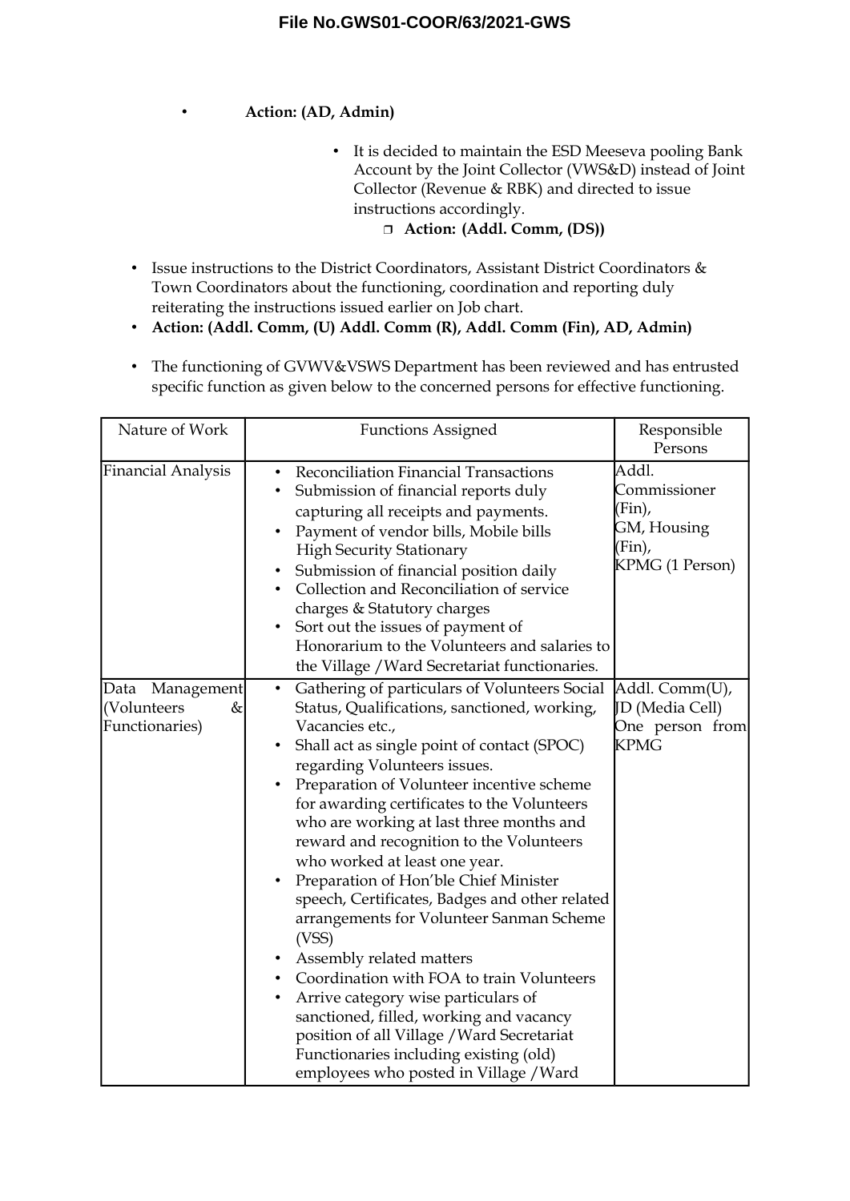- **Action: (AD, Admin)**

    - It is decided to maintain the ESD Meeseva pooling Bank Account by the Joint Collector (VWS&D) instead of Joint Collector (Revenue & RBK) and directed to issue instructions accordingly.
        - **Action: (Addl. Comm, (DS))**

- Issue instructions to the District Coordinators, Assistant District Coordinators & Town Coordinators about the functioning, coordination and reporting duly reiterating the instructions issued earlier on Job chart.
- **Action: (Addl. Comm, (U) Addl. Comm (R), Addl. Comm (Fin), AD, Admin)**

- The functioning of GVWV&VSWS Department has been reviewed and has entrusted specific function as given below to the concerned persons for effective functioning.

| Nature of Work | Functions Assigned | Responsible Persons |
|---|---|---|
| Financial Analysis | • Reconciliation Financial Transactions<br>• Submission of financial reports duly capturing all receipts and payments.<br>• Payment of vendor bills, Mobile bills High Security Stationary<br>• Submission of financial position daily<br>• Collection and Reconciliation of service charges & Statutory charges<br>• Sort out the issues of payment of Honorarium to the Volunteers and salaries to the Village /Ward Secretariat functionaries. | Addl. Commissioner (Fin),<br>GM, Housing (Fin),<br>KPMG (1 Person) |
| Data Management (Volunteers & Functionaries) | • Gathering of particulars of Volunteers Social Status, Qualifications, sanctioned, working, Vacancies etc.,<br>• Shall act as single point of contact (SPOC) regarding Volunteers issues.<br>• Preparation of Volunteer incentive scheme for awarding certificates to the Volunteers who are working at last three months and reward and recognition to the Volunteers who worked at least one year.<br>• Preparation of Hon'ble Chief Minister speech, Certificates, Badges and other related arrangements for Volunteer Sanman Scheme (VSS)<br>• Assembly related matters<br>• Coordination with FOA to train Volunteers<br>• Arrive category wise particulars of sanctioned, filled, working and vacancy position of all Village /Ward Secretariat Functionaries including existing (old) employees who posted in Village /Ward | Addl. Comm(U),<br>JD (Media Cell)<br>One person from KPMG |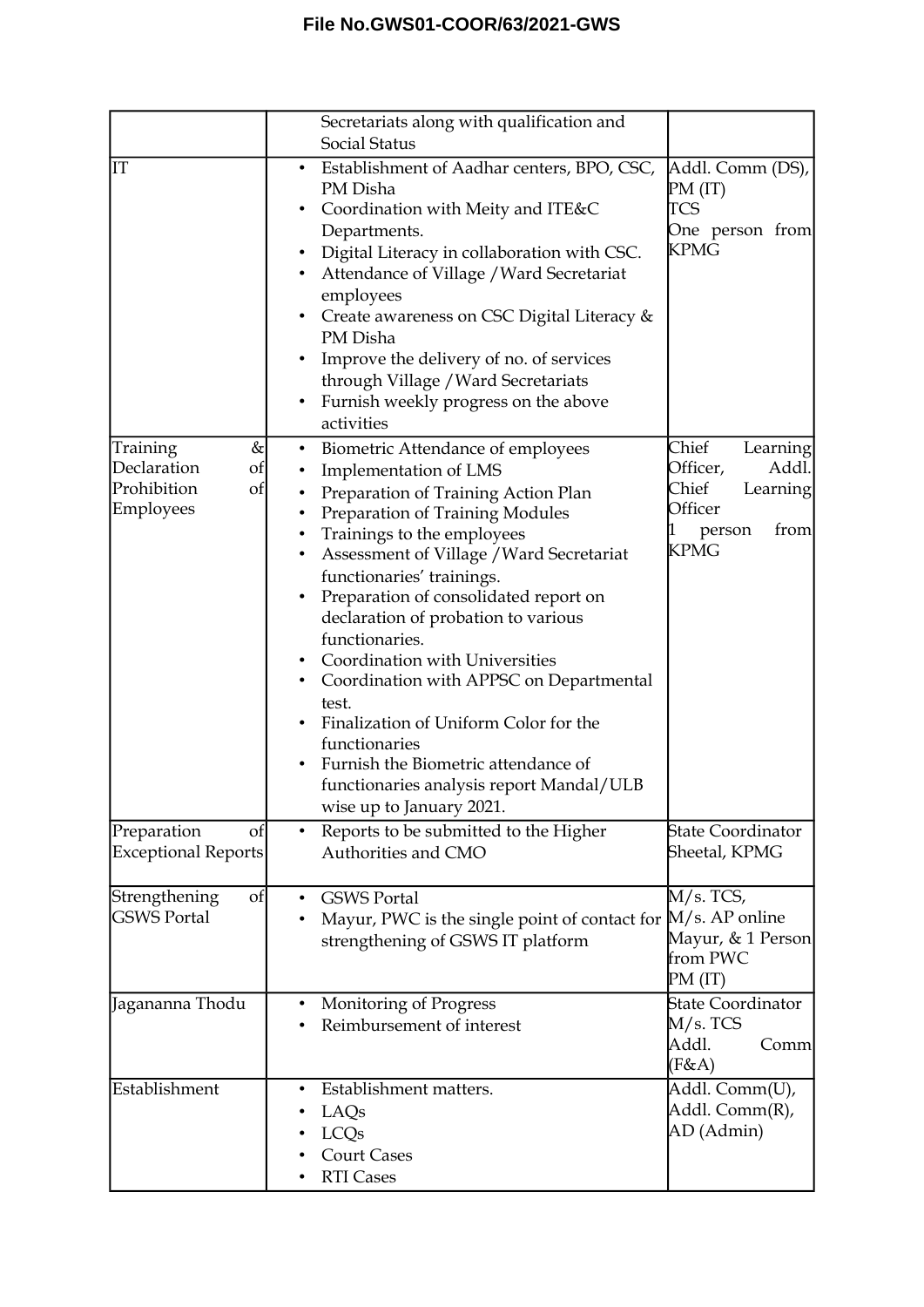| | | |
|---|---|---|
| | Secretariats along with qualification and Social Status | |
| IT | • Establishment of Aadhar centers, BPO, CSC, PM Disha<br>• Coordination with Meity and ITE&C Departments.<br>• Digital Literacy in collaboration with CSC.<br>• Attendance of Village /Ward Secretariat employees<br>• Create awareness on CSC Digital Literacy & PM Disha<br>• Improve the delivery of no. of services through Village /Ward Secretariats<br>• Furnish weekly progress on the above activities | Addl. Comm (DS), PM (IT)<br>TCS<br>One person from KPMG |
| Training & Declaration of Prohibition of Employees | • Biometric Attendance of employees<br>• Implementation of LMS<br>• Preparation of Training Action Plan<br>• Preparation of Training Modules<br>• Trainings to the employees<br>• Assessment of Village /Ward Secretariat functionaries' trainings.<br>• Preparation of consolidated report on declaration of probation to various functionaries.<br>• Coordination with Universities<br>• Coordination with APPSC on Departmental test.<br>• Finalization of Uniform Color for the functionaries<br>• Furnish the Biometric attendance of functionaries analysis report Mandal/ULB wise up to January 2021. | Chief Learning Officer, Addl. Chief Learning Officer<br>1 person from KPMG |
| Preparation of Exceptional Reports | • Reports to be submitted to the Higher Authorities and CMO | State Coordinator Sheetal, KPMG |
| Strengthening of GSWS Portal | • GSWS Portal<br>• Mayur, PWC is the single point of contact for strengthening of GSWS IT platform | M/s. TCS,<br>M/s. AP online<br>Mayur, & 1 Person from PWC<br>PM (IT) |
| Jagananna Thodu | • Monitoring of Progress<br>• Reimbursement of interest | State Coordinator<br>M/s. TCS<br>Addl. Comm (F&A) |
| Establishment | • Establishment matters.<br>• LAQs<br>• LCQs<br>• Court Cases<br>• RTI Cases | Addl. Comm(U),<br>Addl. Comm(R),<br>AD (Admin) |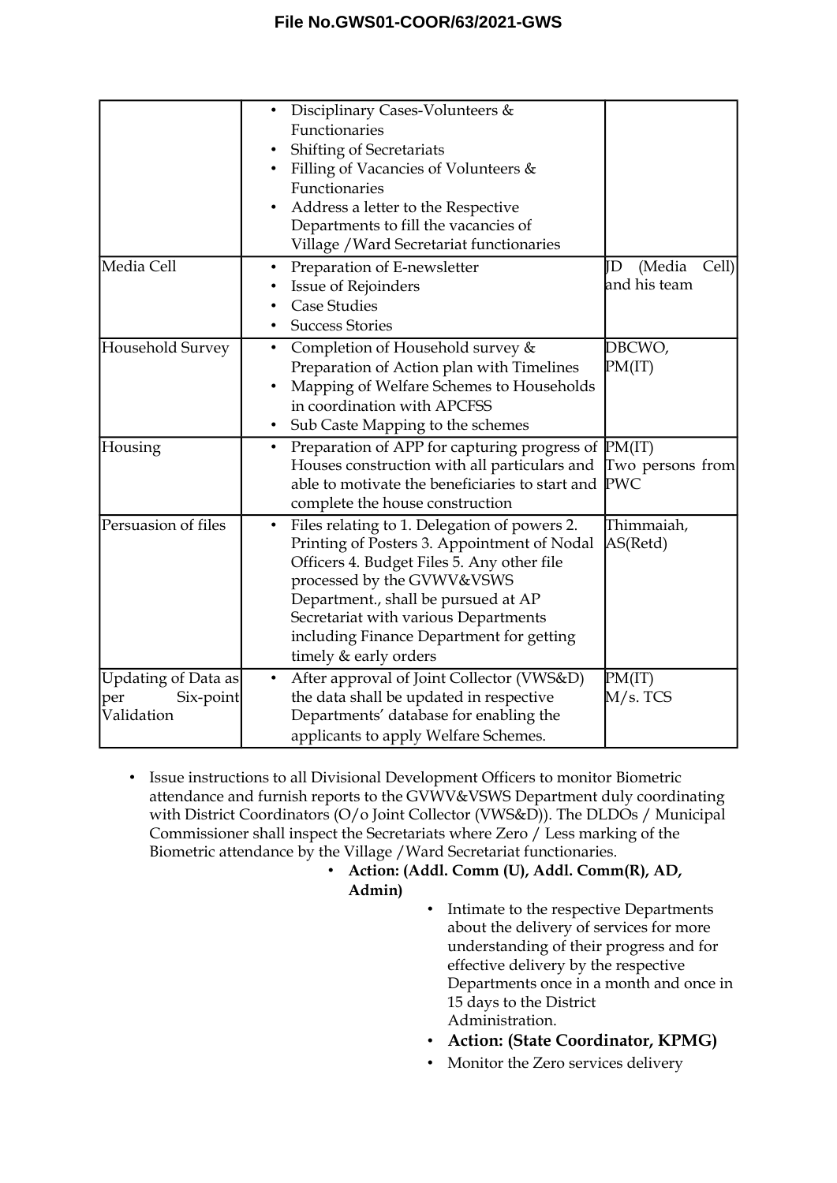| | | |
|---|---|---|
| | • Disciplinary Cases-Volunteers & Functionaries<br>• Shifting of Secretariats<br>• Filling of Vacancies of Volunteers & Functionaries<br>• Address a letter to the Respective Departments to fill the vacancies of Village /Ward Secretariat functionaries | |
| Media Cell | • Preparation of E-newsletter<br>• Issue of Rejoinders<br>• Case Studies<br>• Success Stories | JD (Media Cell) and his team |
| Household Survey | • Completion of Household survey & Preparation of Action plan with Timelines<br>• Mapping of Welfare Schemes to Households in coordination with APCFSS<br>• Sub Caste Mapping to the schemes | DBCWO, PM(IT) |
| Housing | • Preparation of APP for capturing progress of Houses construction with all particulars and able to motivate the beneficiaries to start and complete the house construction | PM(IT)<br>Two persons from PWC |
| Persuasion of files | • Files relating to 1. Delegation of powers 2. Printing of Posters 3. Appointment of Nodal Officers 4. Budget Files 5. Any other file processed by the GVWV&VSWS Department., shall be pursued at AP Secretariat with various Departments including Finance Department for getting timely & early orders | Thimmaiah, AS(Retd) |
| Updating of Data as per Six-point Validation | • After approval of Joint Collector (VWS&D) the data shall be updated in respective Departments' database for enabling the applicants to apply Welfare Schemes. | PM(IT)<br>M/s. TCS |

- Issue instructions to all Divisional Development Officers to monitor Biometric attendance and furnish reports to the GVWV&VSWS Department duly coordinating with District Coordinators (O/o Joint Collector (VWS&D)). The DLDOs / Municipal Commissioner shall inspect the Secretariats where Zero / Less marking of the Biometric attendance by the Village /Ward Secretariat functionaries.
  - **Action: (Addl. Comm (U), Addl. Comm(R), AD, Admin)**
    - Intimate to the respective Departments about the delivery of services for more understanding of their progress and for effective delivery by the respective Departments once in a month and once in 15 days to the District Administration.
    - **Action: (State Coordinator, KPMG)**
    - Monitor the Zero services delivery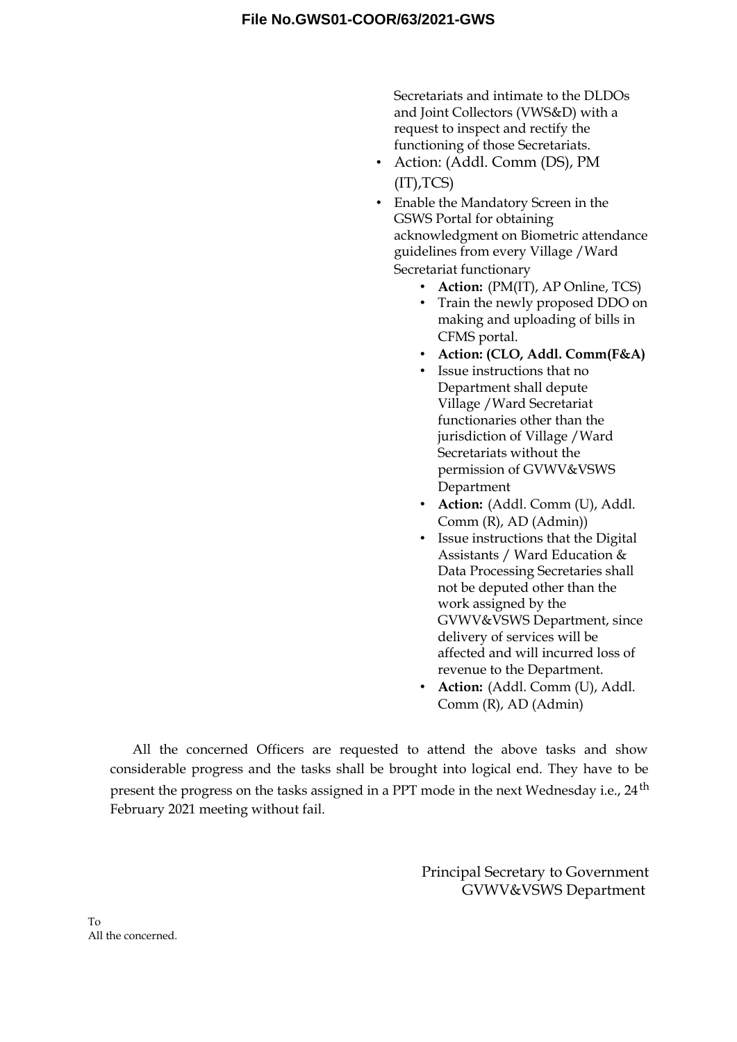Secretariats and intimate to the DLDOs and Joint Collectors (VWS&D) with a request to inspect and rectify the functioning of those Secretariats.

- Action: (Addl. Comm (DS), PM (IT),TCS)
- Enable the Mandatory Screen in the GSWS Portal for obtaining acknowledgment on Biometric attendance guidelines from every Village /Ward Secretariat functionary
  - **Action:** (PM(IT), AP Online, TCS)
  - Train the newly proposed DDO on making and uploading of bills in CFMS portal.
  - **Action: (CLO, Addl. Comm(F&A)**
  - Issue instructions that no Department shall depute Village /Ward Secretariat functionaries other than the jurisdiction of Village /Ward Secretariats without the permission of GVWV&VSWS Department
  - **Action:** (Addl. Comm (U), Addl. Comm (R), AD (Admin))
  - Issue instructions that the Digital Assistants / Ward Education & Data Processing Secretaries shall not be deputed other than the work assigned by the GVWV&VSWS Department, since delivery of services will be affected and will incurred loss of revenue to the Department.
  - **Action:** (Addl. Comm (U), Addl. Comm (R), AD (Admin)

All the concerned Officers are requested to attend the above tasks and show considerable progress and the tasks shall be brought into logical end. They have to be present the progress on the tasks assigned in a PPT mode in the next Wednesday i.e., 24th February 2021 meeting without fail.

Principal Secretary to Government
GVWV&VSWS Department

To
All the concerned.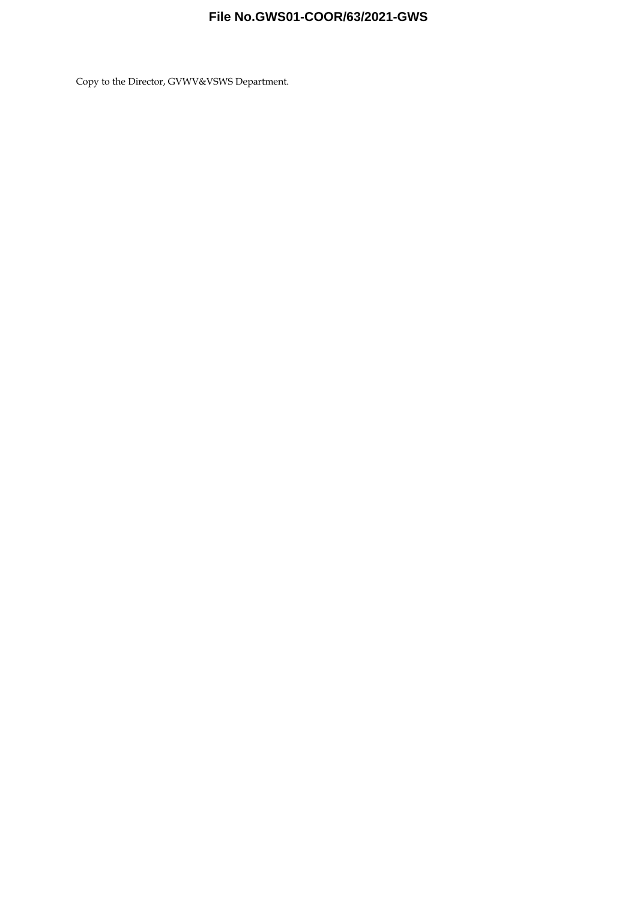Copy to the Director, GVWV&VSWS Department.